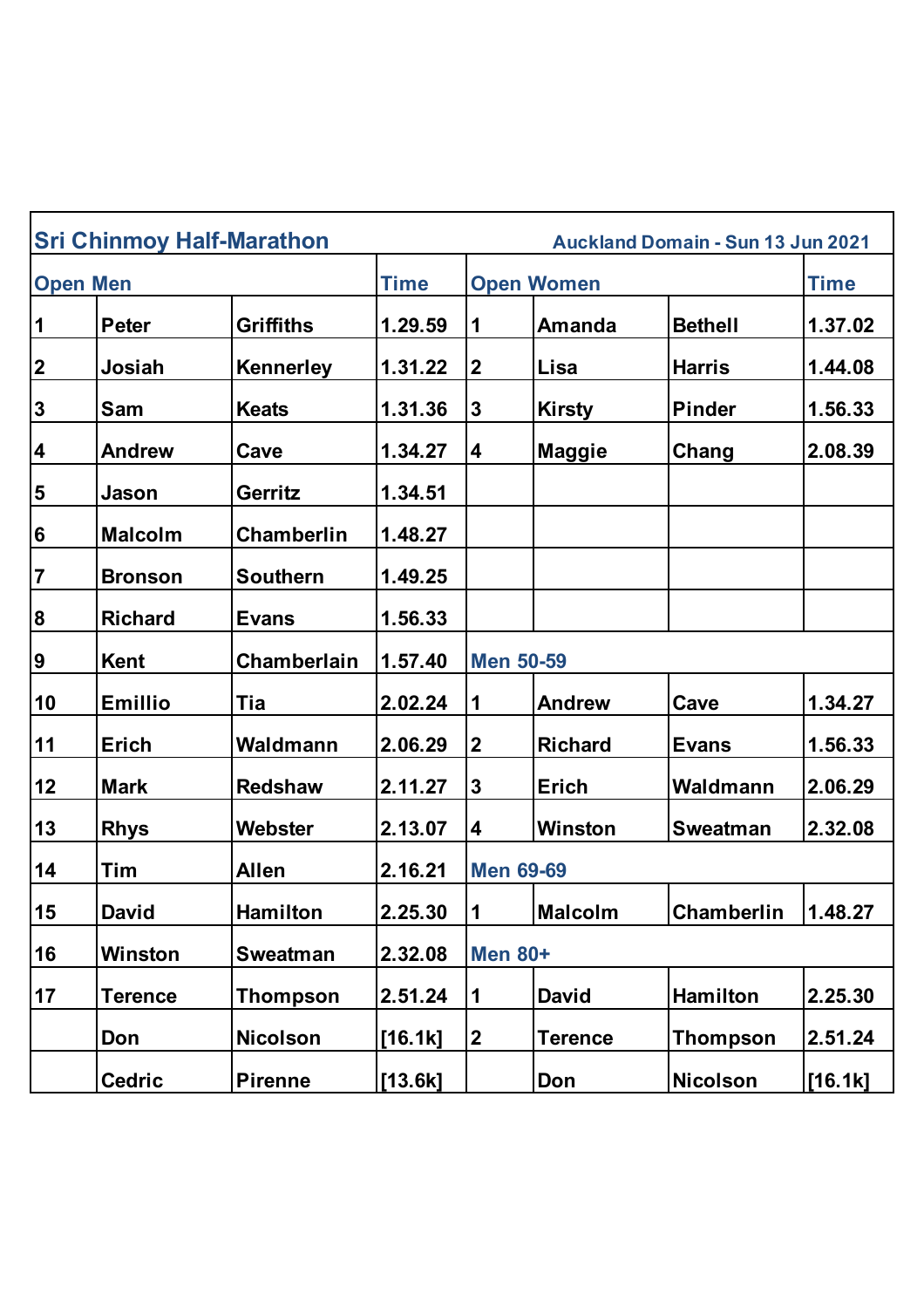## Sri Chinmoy Half-Marathon

Auckland Domain - Sun 13 Jun 2021

| Open Men | | | Time | Open Women | | | Time |
|---|---|---|---|---|---|---|---|
| 1 | Peter | Griffiths | 1.29.59 | 1 | Amanda | Bethell | 1.37.02 |
| 2 | Josiah | Kennerley | 1.31.22 | 2 | Lisa | Harris | 1.44.08 |
| 3 | Sam | Keats | 1.31.36 | 3 | Kirsty | Pinder | 1.56.33 |
| 4 | Andrew | Cave | 1.34.27 | 4 | Maggie | Chang | 2.08.39 |
| 5 | Jason | Gerritz | 1.34.51 | | | | |
| 6 | Malcolm | Chamberlin | 1.48.27 | | | | |
| 7 | Bronson | Southern | 1.49.25 | | | | |
| 8 | Richard | Evans | 1.56.33 | | | | |
| 9 | Kent | Chamberlain | 1.57.40 | Men 50-59 | | | |
| 10 | Emillio | Tia | 2.02.24 | 1 | Andrew | Cave | 1.34.27 |
| 11 | Erich | Waldmann | 2.06.29 | 2 | Richard | Evans | 1.56.33 |
| 12 | Mark | Redshaw | 2.11.27 | 3 | Erich | Waldmann | 2.06.29 |
| 13 | Rhys | Webster | 2.13.07 | 4 | Winston | Sweatman | 2.32.08 |
| 14 | Tim | Allen | 2.16.21 | Men 69-69 | | | |
| 15 | David | Hamilton | 2.25.30 | 1 | Malcolm | Chamberlin | 1.48.27 |
| 16 | Winston | Sweatman | 2.32.08 | Men 80+ | | | |
| 17 | Terence | Thompson | 2.51.24 | 1 | David | Hamilton | 2.25.30 |
| | Don | Nicolson | [16.1k] | 2 | Terence | Thompson | 2.51.24 |
| | Cedric | Pirenne | [13.6k] | | Don | Nicolson | [16.1k] |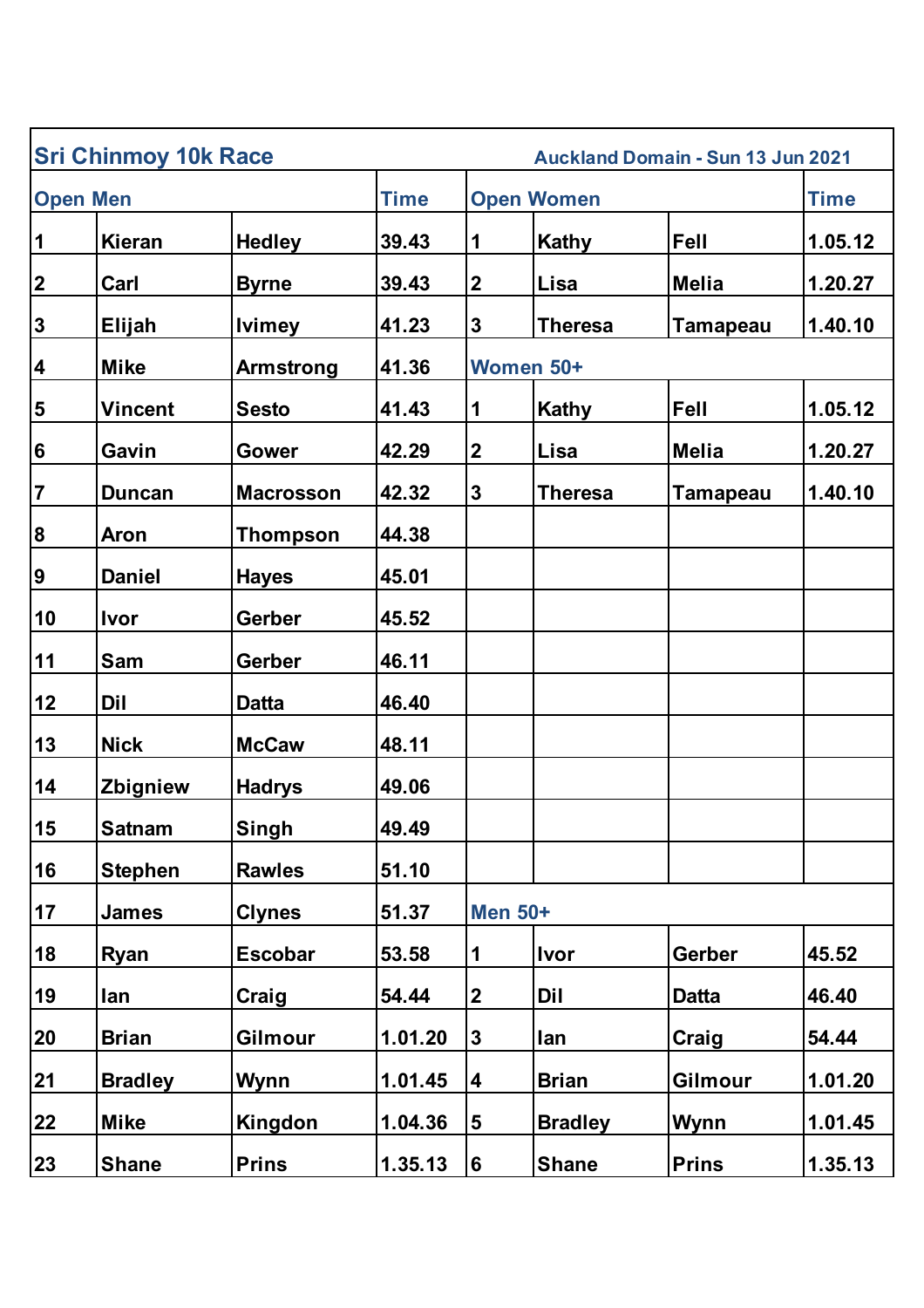## Sri Chinmoy 10k Race

Auckland Domain - Sun 13 Jun 2021

| Open Men | | | Time | Open Women | | | Time |
|---|---|---|---|---|---|---|---|
| 1 | Kieran | Hedley | 39.43 | 1 | Kathy | Fell | 1.05.12 |
| 2 | Carl | Byrne | 39.43 | 2 | Lisa | Melia | 1.20.27 |
| 3 | Elijah | Ivimey | 41.23 | 3 | Theresa | Tamapeau | 1.40.10 |
| 4 | Mike | Armstrong | 41.36 | **Women 50+** | | | |
| 5 | Vincent | Sesto | 41.43 | 1 | Kathy | Fell | 1.05.12 |
| 6 | Gavin | Gower | 42.29 | 2 | Lisa | Melia | 1.20.27 |
| 7 | Duncan | Macrosson | 42.32 | 3 | Theresa | Tamapeau | 1.40.10 |
| 8 | Aron | Thompson | 44.38 | | | | |
| 9 | Daniel | Hayes | 45.01 | | | | |
| 10 | Ivor | Gerber | 45.52 | | | | |
| 11 | Sam | Gerber | 46.11 | | | | |
| 12 | Dil | Datta | 46.40 | | | | |
| 13 | Nick | McCaw | 48.11 | | | | |
| 14 | Zbigniew | Hadrys | 49.06 | | | | |
| 15 | Satnam | Singh | 49.49 | | | | |
| 16 | Stephen | Rawles | 51.10 | | | | |
| 17 | James | Clynes | 51.37 | **Men 50+** | | | |
| 18 | Ryan | Escobar | 53.58 | 1 | Ivor | Gerber | 45.52 |
| 19 | Ian | Craig | 54.44 | 2 | Dil | Datta | 46.40 |
| 20 | Brian | Gilmour | 1.01.20 | 3 | Ian | Craig | 54.44 |
| 21 | Bradley | Wynn | 1.01.45 | 4 | Brian | Gilmour | 1.01.20 |
| 22 | Mike | Kingdon | 1.04.36 | 5 | Bradley | Wynn | 1.01.45 |
| 23 | Shane | Prins | 1.35.13 | 6 | Shane | Prins | 1.35.13 |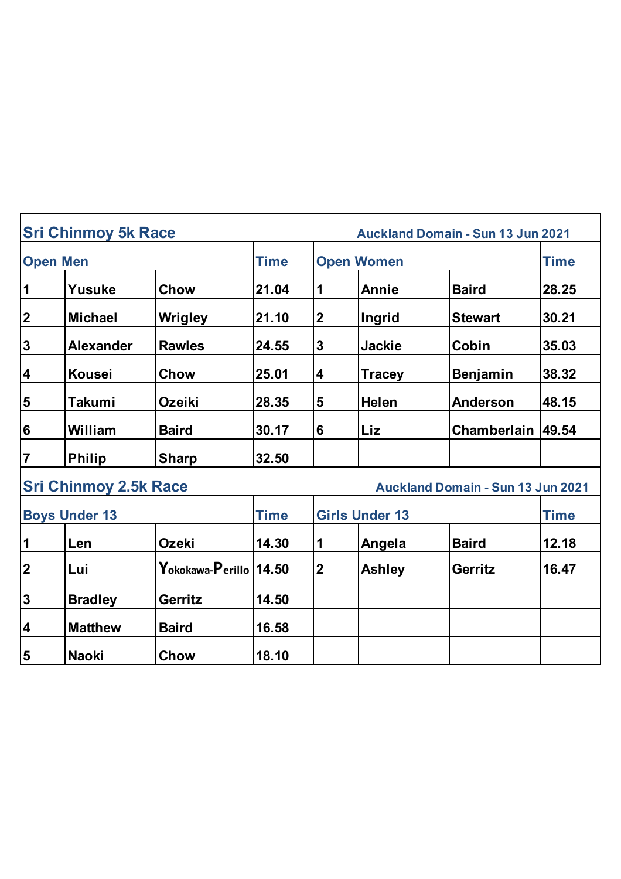## Sri Chinmoy 5k Race

Auckland Domain - Sun 13 Jun 2021

| Open Men | | | Time | Open Women | | | Time |
|---|---|---|---|---|---|---|---|
| 1 | Yusuke | Chow | 21.04 | 1 | Annie | Baird | 28.25 |
| 2 | Michael | Wrigley | 21.10 | 2 | Ingrid | Stewart | 30.21 |
| 3 | Alexander | Rawles | 24.55 | 3 | Jackie | Cobin | 35.03 |
| 4 | Kousei | Chow | 25.01 | 4 | Tracey | Benjamin | 38.32 |
| 5 | Takumi | Ozeiki | 28.35 | 5 | Helen | Anderson | 48.15 |
| 6 | William | Baird | 30.17 | 6 | Liz | Chamberlain | 49.54 |
| 7 | Philip | Sharp | 32.50 | | | | |

## Sri Chinmoy 2.5k Race

Auckland Domain - Sun 13 Jun 2021

| Boys Under 13 | | | Time | Girls Under 13 | | | Time |
|---|---|---|---|---|---|---|---|
| 1 | Len | Ozeki | 14.30 | 1 | Angela | Baird | 12.18 |
| 2 | Lui | Yokokawa-Perillo | 14.50 | 2 | Ashley | Gerritz | 16.47 |
| 3 | Bradley | Gerritz | 14.50 | | | | |
| 4 | Matthew | Baird | 16.58 | | | | |
| 5 | Naoki | Chow | 18.10 | | | | |